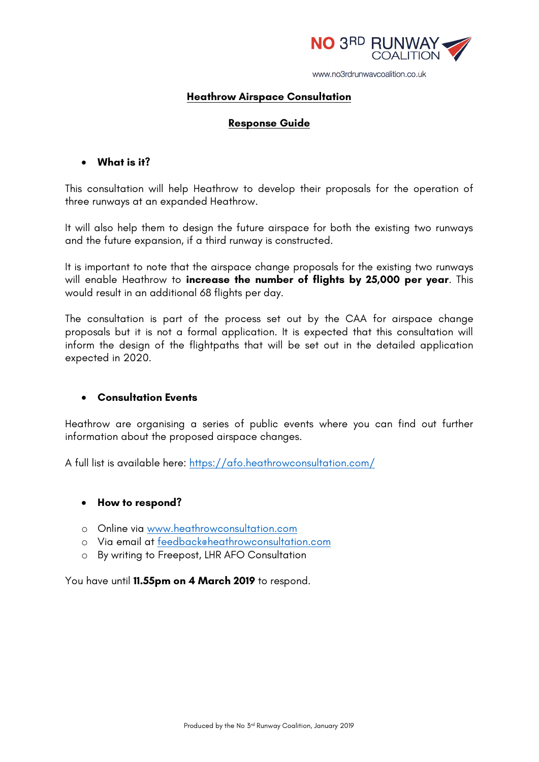NO 3RD RUNWAY COALITION

www.no3rdrunwaycoalition.co.uk

# Heathrow Airspace Consultation

## Response Guide

- **What is it?**

This consultation will help Heathrow to develop their proposals for the operation of three runways at an expanded Heathrow.

It will also help them to design the future airspace for both the existing two runways and the future expansion, if a third runway is constructed.

It is important to note that the airspace change proposals for the existing two runways will enable Heathrow to **increase the number of flights by 25,000 per year**. This would result in an additional 68 flights per day.

The consultation is part of the process set out by the CAA for airspace change proposals but it is not a formal application. It is expected that this consultation will inform the design of the flightpaths that will be set out in the detailed application expected in 2020.

- **Consultation Events**

Heathrow are organising a series of public events where you can find out further information about the proposed airspace changes.

A full list is available here: [https://afo.heathrowconsultation.com/](https://afo.heathrowconsultation.com/)

- **How to respond?**

  - Online via [www.heathrowconsultation.com](http://www.heathrowconsultation.com)
  - Via email at [feedback@heathrowconsultation.com](mailto:feedback@heathrowconsultation.com)
  - By writing to Freepost, LHR AFO Consultation

You have until **11.55pm on 4 March 2019** to respond.

Produced by the No 3rd Runway Coalition, January 2019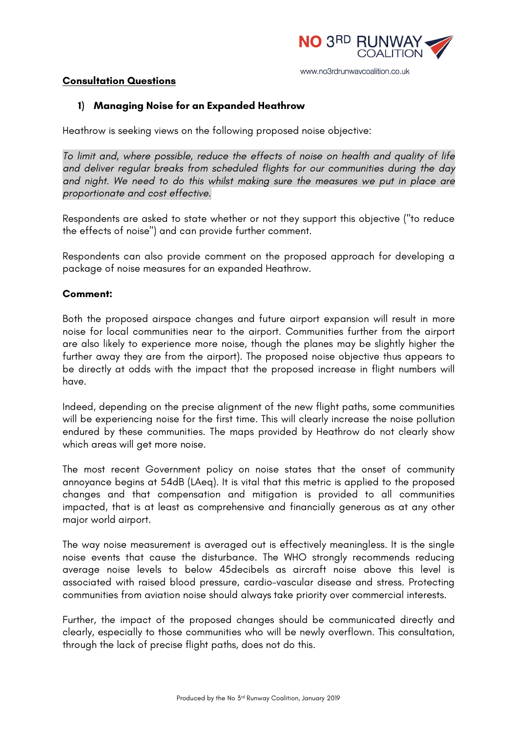## Consultation Questions

### 1) Managing Noise for an Expanded Heathrow

Heathrow is seeking views on the following proposed noise objective:

*To limit and, where possible, reduce the effects of noise on health and quality of life and deliver regular breaks from scheduled flights for our communities during the day and night. We need to do this whilst making sure the measures we put in place are proportionate and cost effective.*

Respondents are asked to state whether or not they support this objective ("to reduce the effects of noise") and can provide further comment.

Respondents can also provide comment on the proposed approach for developing a package of noise measures for an expanded Heathrow.

**Comment:**

Both the proposed airspace changes and future airport expansion will result in more noise for local communities near to the airport. Communities further from the airport are also likely to experience more noise, though the planes may be slightly higher the further away they are from the airport). The proposed noise objective thus appears to be directly at odds with the impact that the proposed increase in flight numbers will have.

Indeed, depending on the precise alignment of the new flight paths, some communities will be experiencing noise for the first time. This will clearly increase the noise pollution endured by these communities. The maps provided by Heathrow do not clearly show which areas will get more noise.

The most recent Government policy on noise states that the onset of community annoyance begins at 54dB (LAeq). It is vital that this metric is applied to the proposed changes and that compensation and mitigation is provided to all communities impacted, that is at least as comprehensive and financially generous as at any other major world airport.

The way noise measurement is averaged out is effectively meaningless. It is the single noise events that cause the disturbance. The WHO strongly recommends reducing average noise levels to below 45decibels as aircraft noise above this level is associated with raised blood pressure, cardio-vascular disease and stress. Protecting communities from aviation noise should always take priority over commercial interests.

Further, the impact of the proposed changes should be communicated directly and clearly, especially to those communities who will be newly overflown. This consultation, through the lack of precise flight paths, does not do this.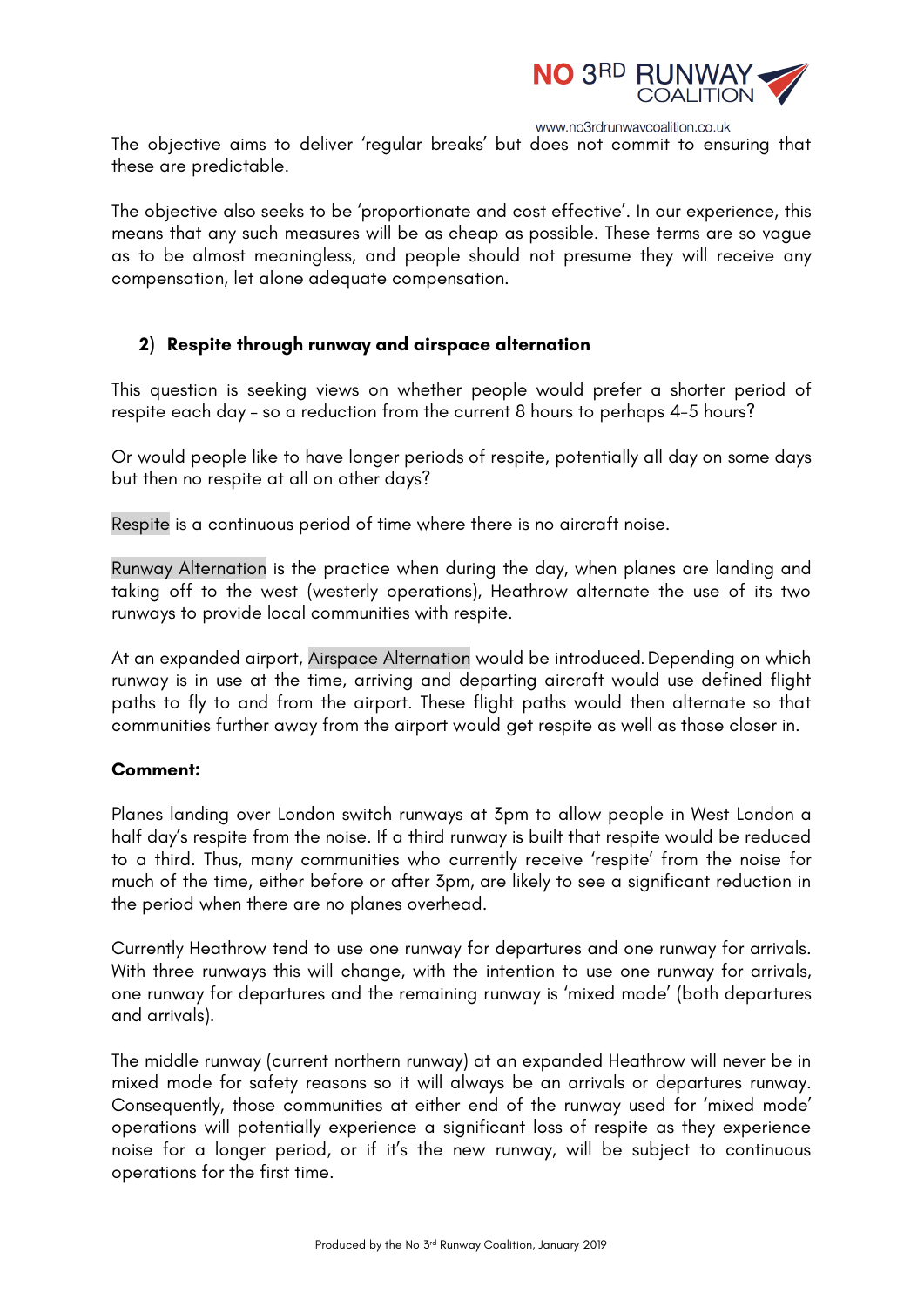The objective aims to deliver 'regular breaks' but does not commit to ensuring that these are predictable.

The objective also seeks to be 'proportionate and cost effective'. In our experience, this means that any such measures will be as cheap as possible. These terms are so vague as to be almost meaningless, and people should not presume they will receive any compensation, let alone adequate compensation.

## 2) Respite through runway and airspace alternation

This question is seeking views on whether people would prefer a shorter period of respite each day – so a reduction from the current 8 hours to perhaps 4-5 hours?

Or would people like to have longer periods of respite, potentially all day on some days but then no respite at all on other days?

Respite is a continuous period of time where there is no aircraft noise.

Runway Alternation is the practice when during the day, when planes are landing and taking off to the west (westerly operations), Heathrow alternate the use of its two runways to provide local communities with respite.

At an expanded airport, Airspace Alternation would be introduced. Depending on which runway is in use at the time, arriving and departing aircraft would use defined flight paths to fly to and from the airport. These flight paths would then alternate so that communities further away from the airport would get respite as well as those closer in.

**Comment:**

Planes landing over London switch runways at 3pm to allow people in West London a half day's respite from the noise. If a third runway is built that respite would be reduced to a third. Thus, many communities who currently receive 'respite' from the noise for much of the time, either before or after 3pm, are likely to see a significant reduction in the period when there are no planes overhead.

Currently Heathrow tend to use one runway for departures and one runway for arrivals. With three runways this will change, with the intention to use one runway for arrivals, one runway for departures and the remaining runway is 'mixed mode' (both departures and arrivals).

The middle runway (current northern runway) at an expanded Heathrow will never be in mixed mode for safety reasons so it will always be an arrivals or departures runway. Consequently, those communities at either end of the runway used for 'mixed mode' operations will potentially experience a significant loss of respite as they experience noise for a longer period, or if it's the new runway, will be subject to continuous operations for the first time.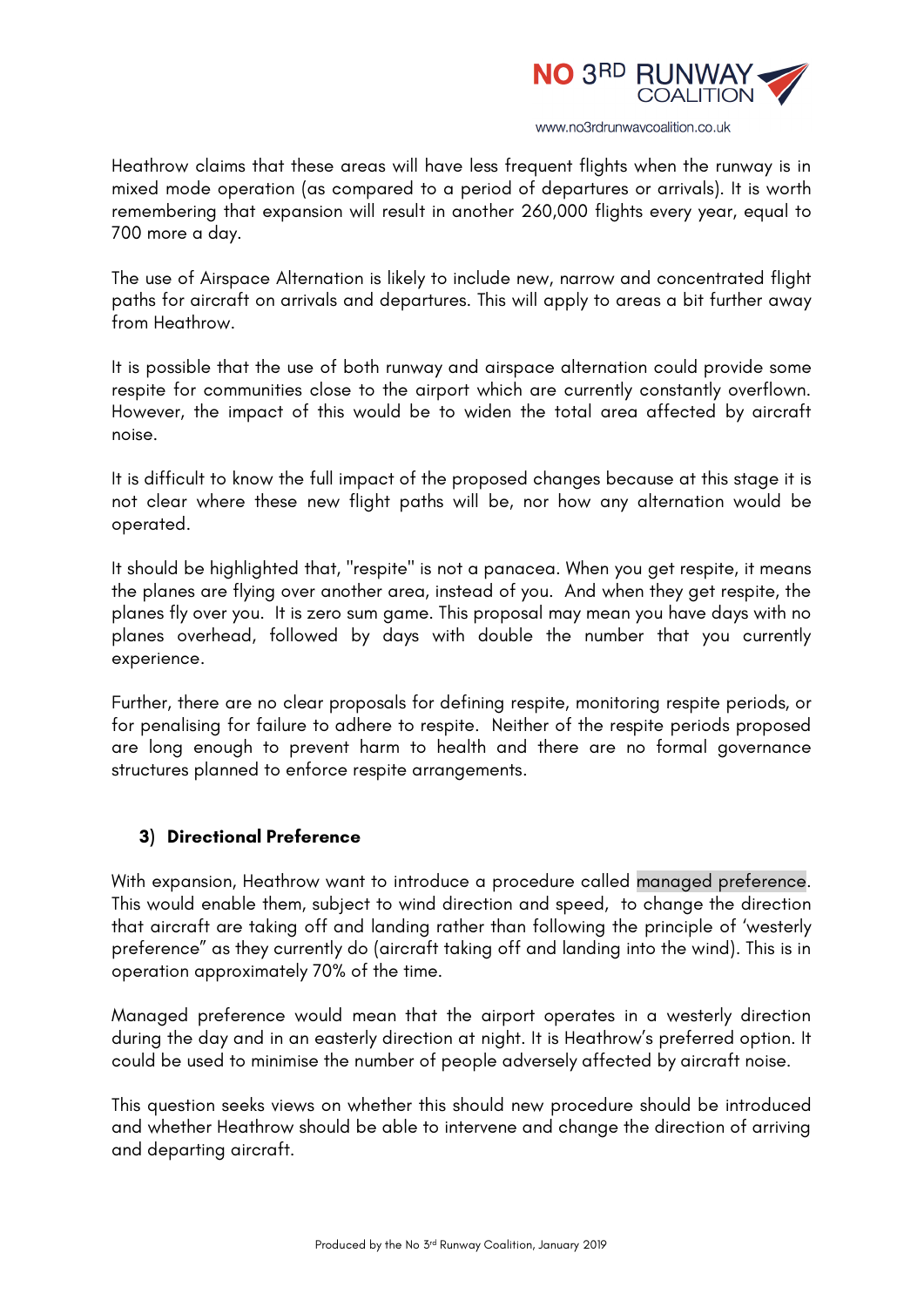Heathrow claims that these areas will have less frequent flights when the runway is in mixed mode operation (as compared to a period of departures or arrivals). It is worth remembering that expansion will result in another 260,000 flights every year, equal to 700 more a day.

The use of Airspace Alternation is likely to include new, narrow and concentrated flight paths for aircraft on arrivals and departures. This will apply to areas a bit further away from Heathrow.

It is possible that the use of both runway and airspace alternation could provide some respite for communities close to the airport which are currently constantly overflown. However, the impact of this would be to widen the total area affected by aircraft noise.

It is difficult to know the full impact of the proposed changes because at this stage it is not clear where these new flight paths will be, nor how any alternation would be operated.

It should be highlighted that, "respite" is not a panacea. When you get respite, it means the planes are flying over another area, instead of you. And when they get respite, the planes fly over you. It is zero sum game. This proposal may mean you have days with no planes overhead, followed by days with double the number that you currently experience.

Further, there are no clear proposals for defining respite, monitoring respite periods, or for penalising for failure to adhere to respite. Neither of the respite periods proposed are long enough to prevent harm to health and there are no formal governance structures planned to enforce respite arrangements.

### 3) Directional Preference

With expansion, Heathrow want to introduce a procedure called managed preference. This would enable them, subject to wind direction and speed, to change the direction that aircraft are taking off and landing rather than following the principle of 'westerly preference" as they currently do (aircraft taking off and landing into the wind). This is in operation approximately 70% of the time.

Managed preference would mean that the airport operates in a westerly direction during the day and in an easterly direction at night. It is Heathrow's preferred option. It could be used to minimise the number of people adversely affected by aircraft noise.

This question seeks views on whether this should new procedure should be introduced and whether Heathrow should be able to intervene and change the direction of arriving and departing aircraft.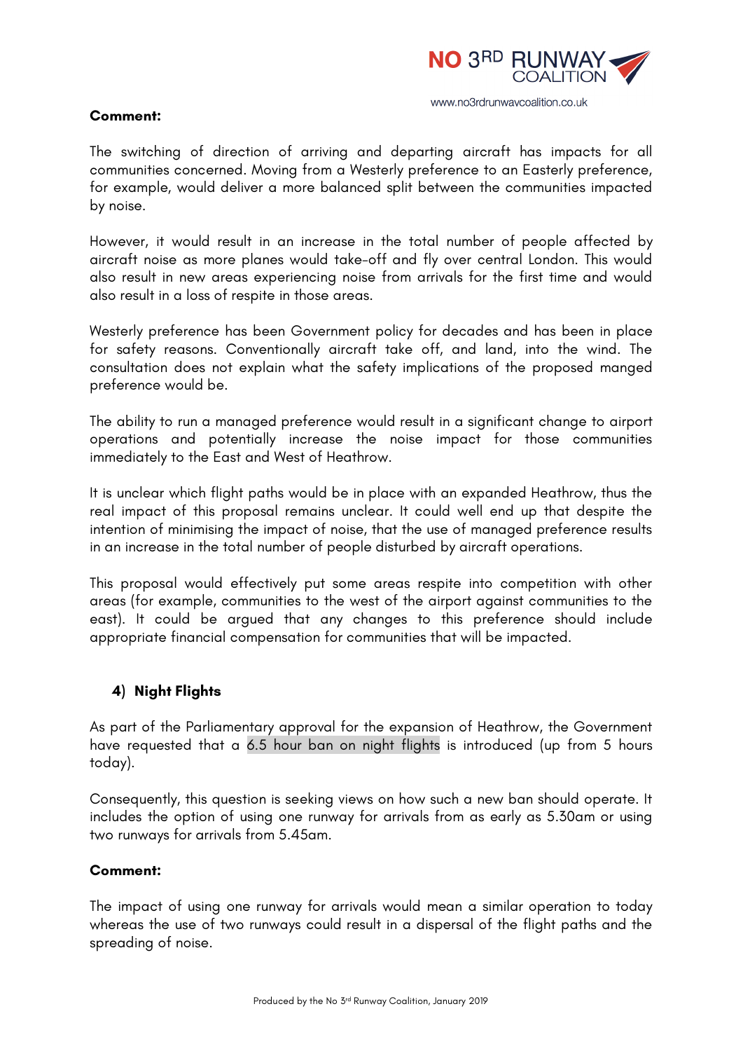**Comment:**

The switching of direction of arriving and departing aircraft has impacts for all communities concerned. Moving from a Westerly preference to an Easterly preference, for example, would deliver a more balanced split between the communities impacted by noise.

However, it would result in an increase in the total number of people affected by aircraft noise as more planes would take-off and fly over central London. This would also result in new areas experiencing noise from arrivals for the first time and would also result in a loss of respite in those areas.

Westerly preference has been Government policy for decades and has been in place for safety reasons. Conventionally aircraft take off, and land, into the wind. The consultation does not explain what the safety implications of the proposed manged preference would be.

The ability to run a managed preference would result in a significant change to airport operations and potentially increase the noise impact for those communities immediately to the East and West of Heathrow.

It is unclear which flight paths would be in place with an expanded Heathrow, thus the real impact of this proposal remains unclear. It could well end up that despite the intention of minimising the impact of noise, that the use of managed preference results in an increase in the total number of people disturbed by aircraft operations.

This proposal would effectively put some areas respite into competition with other areas (for example, communities to the west of the airport against communities to the east). It could be argued that any changes to this preference should include appropriate financial compensation for communities that will be impacted.

### 4) Night Flights

As part of the Parliamentary approval for the expansion of Heathrow, the Government have requested that a 6.5 hour ban on night flights is introduced (up from 5 hours today).

Consequently, this question is seeking views on how such a new ban should operate. It includes the option of using one runway for arrivals from as early as 5.30am or using two runways for arrivals from 5.45am.

**Comment:**

The impact of using one runway for arrivals would mean a similar operation to today whereas the use of two runways could result in a dispersal of the flight paths and the spreading of noise.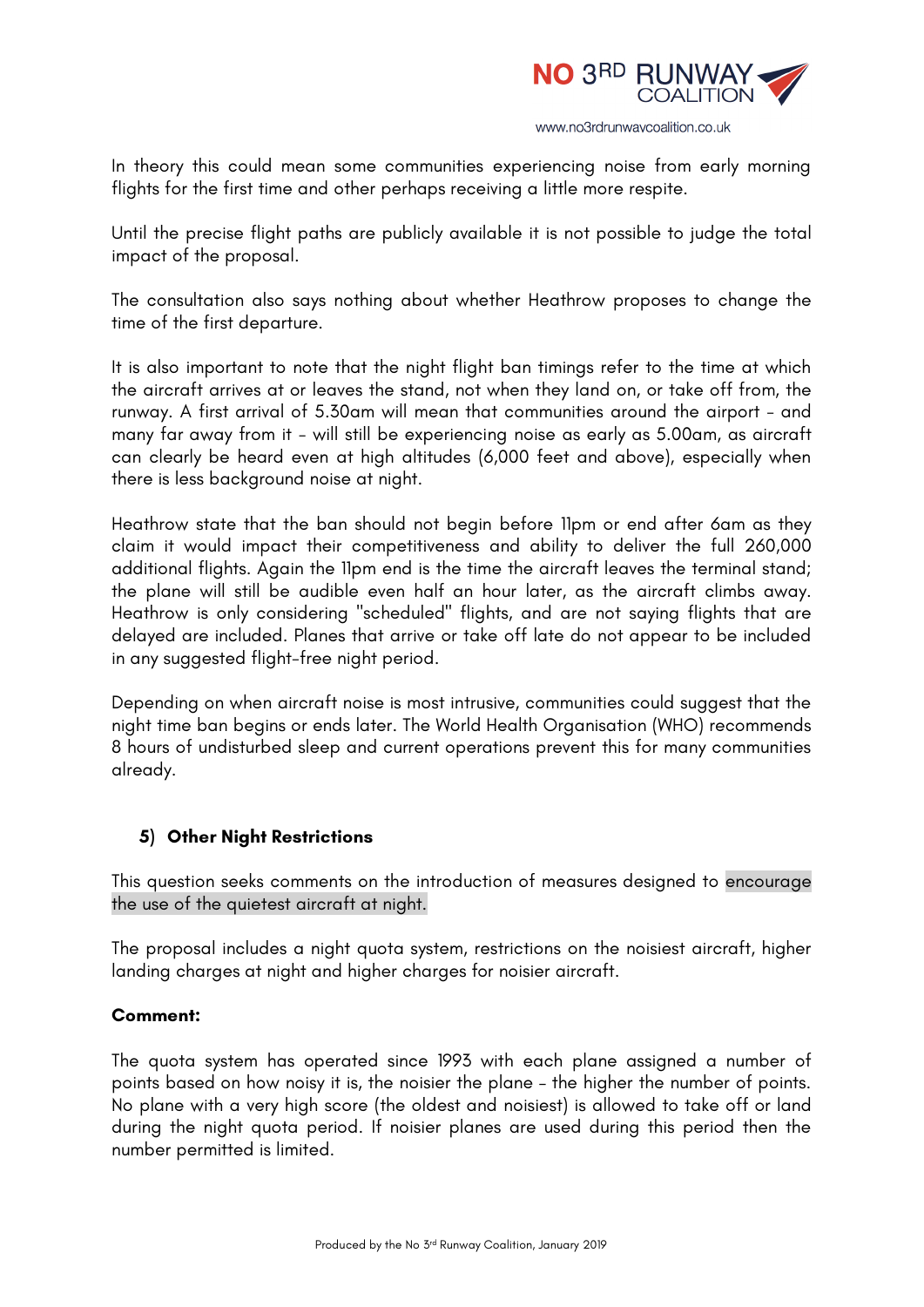In theory this could mean some communities experiencing noise from early morning flights for the first time and other perhaps receiving a little more respite.

Until the precise flight paths are publicly available it is not possible to judge the total impact of the proposal.

The consultation also says nothing about whether Heathrow proposes to change the time of the first departure.

It is also important to note that the night flight ban timings refer to the time at which the aircraft arrives at or leaves the stand, not when they land on, or take off from, the runway. A first arrival of 5.30am will mean that communities around the airport - and many far away from it - will still be experiencing noise as early as 5.00am, as aircraft can clearly be heard even at high altitudes (6,000 feet and above), especially when there is less background noise at night.

Heathrow state that the ban should not begin before 11pm or end after 6am as they claim it would impact their competitiveness and ability to deliver the full 260,000 additional flights. Again the 11pm end is the time the aircraft leaves the terminal stand; the plane will still be audible even half an hour later, as the aircraft climbs away. Heathrow is only considering "scheduled" flights, and are not saying flights that are delayed are included. Planes that arrive or take off late do not appear to be included in any suggested flight-free night period.

Depending on when aircraft noise is most intrusive, communities could suggest that the night time ban begins or ends later. The World Health Organisation (WHO) recommends 8 hours of undisturbed sleep and current operations prevent this for many communities already.

### 5) Other Night Restrictions

This question seeks comments on the introduction of measures designed to encourage the use of the quietest aircraft at night.

The proposal includes a night quota system, restrictions on the noisiest aircraft, higher landing charges at night and higher charges for noisier aircraft.

**Comment:**

The quota system has operated since 1993 with each plane assigned a number of points based on how noisy it is, the noisier the plane - the higher the number of points. No plane with a very high score (the oldest and noisiest) is allowed to take off or land during the night quota period. If noisier planes are used during this period then the number permitted is limited.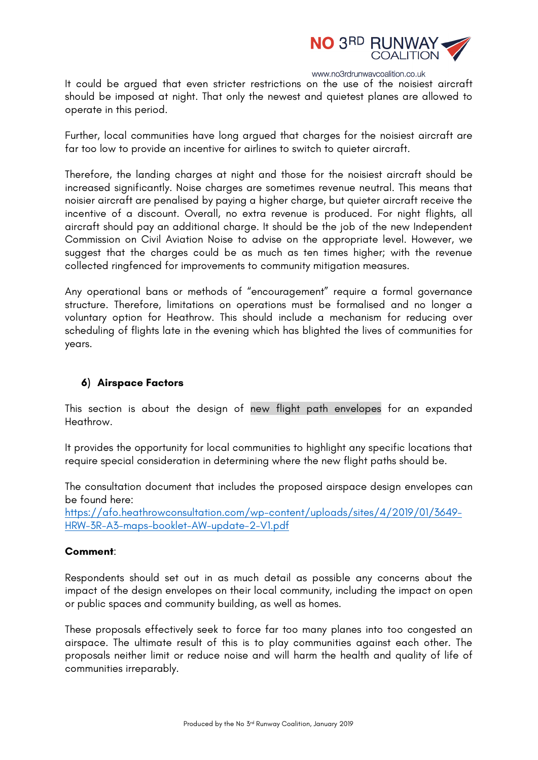It could be argued that even stricter restrictions on the use of the noisiest aircraft should be imposed at night. That only the newest and quietest planes are allowed to operate in this period.

Further, local communities have long argued that charges for the noisiest aircraft are far too low to provide an incentive for airlines to switch to quieter aircraft.

Therefore, the landing charges at night and those for the noisiest aircraft should be increased significantly. Noise charges are sometimes revenue neutral. This means that noisier aircraft are penalised by paying a higher charge, but quieter aircraft receive the incentive of a discount. Overall, no extra revenue is produced. For night flights, all aircraft should pay an additional charge. It should be the job of the new Independent Commission on Civil Aviation Noise to advise on the appropriate level. However, we suggest that the charges could be as much as ten times higher; with the revenue collected ringfenced for improvements to community mitigation measures.

Any operational bans or methods of "encouragement" require a formal governance structure. Therefore, limitations on operations must be formalised and no longer a voluntary option for Heathrow. This should include a mechanism for reducing over scheduling of flights late in the evening which has blighted the lives of communities for years.

### 6) Airspace Factors

This section is about the design of new flight path envelopes for an expanded Heathrow.

It provides the opportunity for local communities to highlight any specific locations that require special consideration in determining where the new flight paths should be.

The consultation document that includes the proposed airspace design envelopes can be found here:
[https://afo.heathrowconsultation.com/wp-content/uploads/sites/4/2019/01/3649-HRW-3R-A3-maps-booklet-AW-update-2-V1.pdf](https://afo.heathrowconsultation.com/wp-content/uploads/sites/4/2019/01/3649-HRW-3R-A3-maps-booklet-AW-update-2-V1.pdf)

**Comment**:

Respondents should set out in as much detail as possible any concerns about the impact of the design envelopes on their local community, including the impact on open or public spaces and community building, as well as homes.

These proposals effectively seek to force far too many planes into too congested an airspace. The ultimate result of this is to play communities against each other. The proposals neither limit or reduce noise and will harm the health and quality of life of communities irreparably.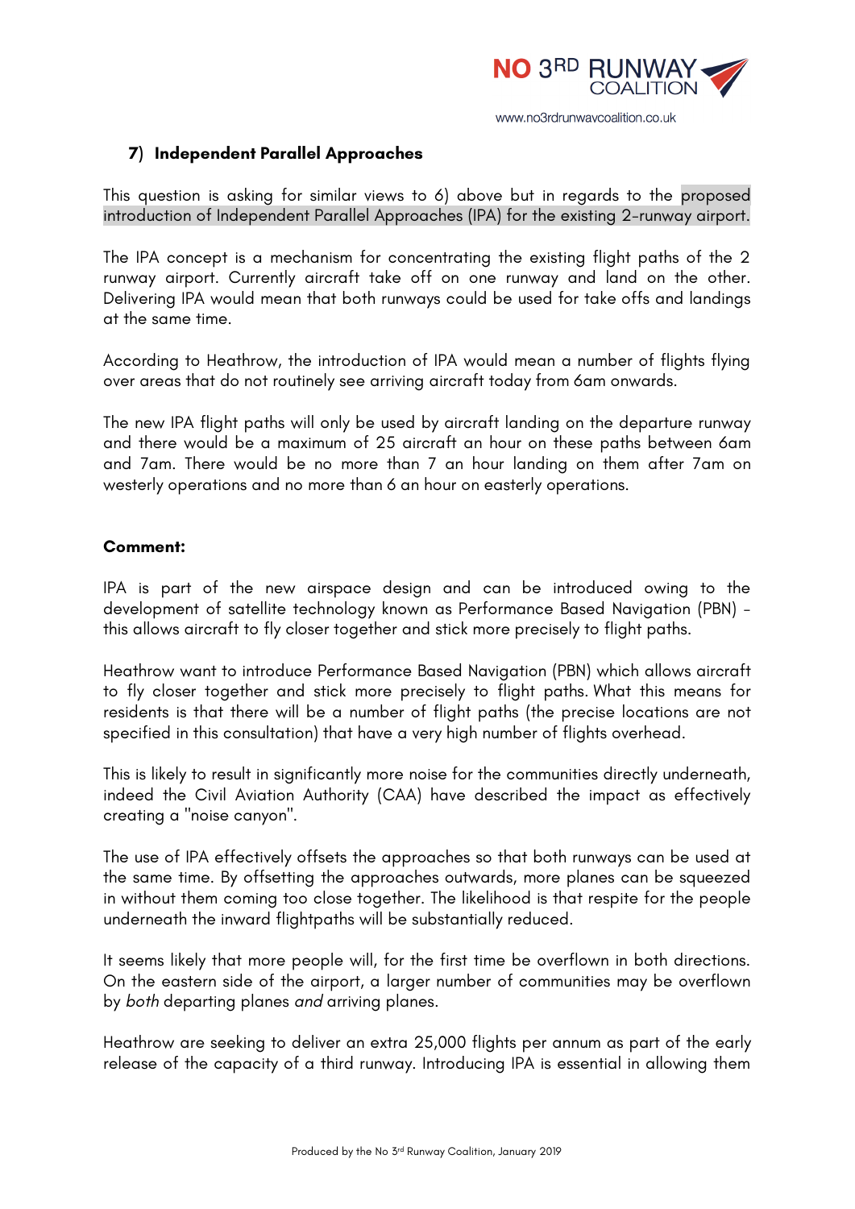### 7) Independent Parallel Approaches

This question is asking for similar views to 6) above but in regards to the proposed introduction of Independent Parallel Approaches (IPA) for the existing 2-runway airport.

The IPA concept is a mechanism for concentrating the existing flight paths of the 2 runway airport. Currently aircraft take off on one runway and land on the other. Delivering IPA would mean that both runways could be used for take offs and landings at the same time.

According to Heathrow, the introduction of IPA would mean a number of flights flying over areas that do not routinely see arriving aircraft today from 6am onwards.

The new IPA flight paths will only be used by aircraft landing on the departure runway and there would be a maximum of 25 aircraft an hour on these paths between 6am and 7am. There would be no more than 7 an hour landing on them after 7am on westerly operations and no more than 6 an hour on easterly operations.

**Comment:**

IPA is part of the new airspace design and can be introduced owing to the development of satellite technology known as Performance Based Navigation (PBN) - this allows aircraft to fly closer together and stick more precisely to flight paths.

Heathrow want to introduce Performance Based Navigation (PBN) which allows aircraft to fly closer together and stick more precisely to flight paths. What this means for residents is that there will be a number of flight paths (the precise locations are not specified in this consultation) that have a very high number of flights overhead.

This is likely to result in significantly more noise for the communities directly underneath, indeed the Civil Aviation Authority (CAA) have described the impact as effectively creating a "noise canyon".

The use of IPA effectively offsets the approaches so that both runways can be used at the same time. By offsetting the approaches outwards, more planes can be squeezed in without them coming too close together. The likelihood is that respite for the people underneath the inward flightpaths will be substantially reduced.

It seems likely that more people will, for the first time be overflown in both directions. On the eastern side of the airport, a larger number of communities may be overflown by *both* departing planes *and* arriving planes.

Heathrow are seeking to deliver an extra 25,000 flights per annum as part of the early release of the capacity of a third runway. Introducing IPA is essential in allowing them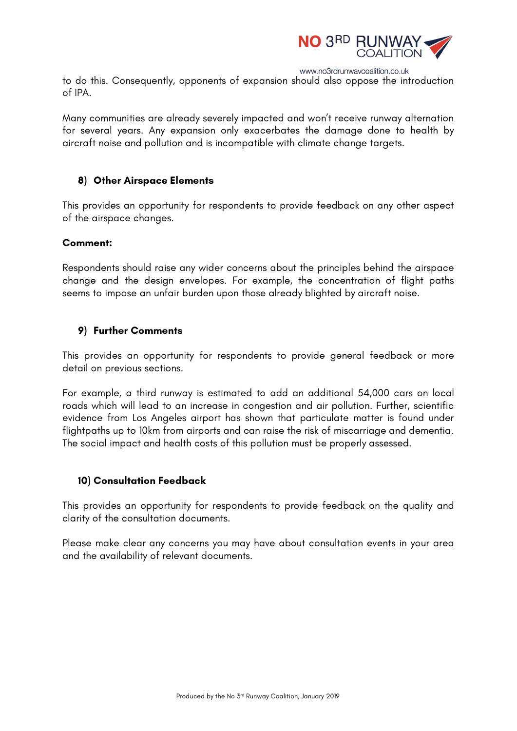to do this. Consequently, opponents of expansion should also oppose the introduction of IPA.

Many communities are already severely impacted and won't receive runway alternation for several years. Any expansion only exacerbates the damage done to health by aircraft noise and pollution and is incompatible with climate change targets.

### 8) Other Airspace Elements

This provides an opportunity for respondents to provide feedback on any other aspect of the airspace changes.

**Comment:**

Respondents should raise any wider concerns about the principles behind the airspace change and the design envelopes. For example, the concentration of flight paths seems to impose an unfair burden upon those already blighted by aircraft noise.

### 9) Further Comments

This provides an opportunity for respondents to provide general feedback or more detail on previous sections.

For example, a third runway is estimated to add an additional 54,000 cars on local roads which will lead to an increase in congestion and air pollution. Further, scientific evidence from Los Angeles airport has shown that particulate matter is found under flightpaths up to 10km from airports and can raise the risk of miscarriage and dementia. The social impact and health costs of this pollution must be properly assessed.

### 10) Consultation Feedback

This provides an opportunity for respondents to provide feedback on the quality and clarity of the consultation documents.

Please make clear any concerns you may have about consultation events in your area and the availability of relevant documents.